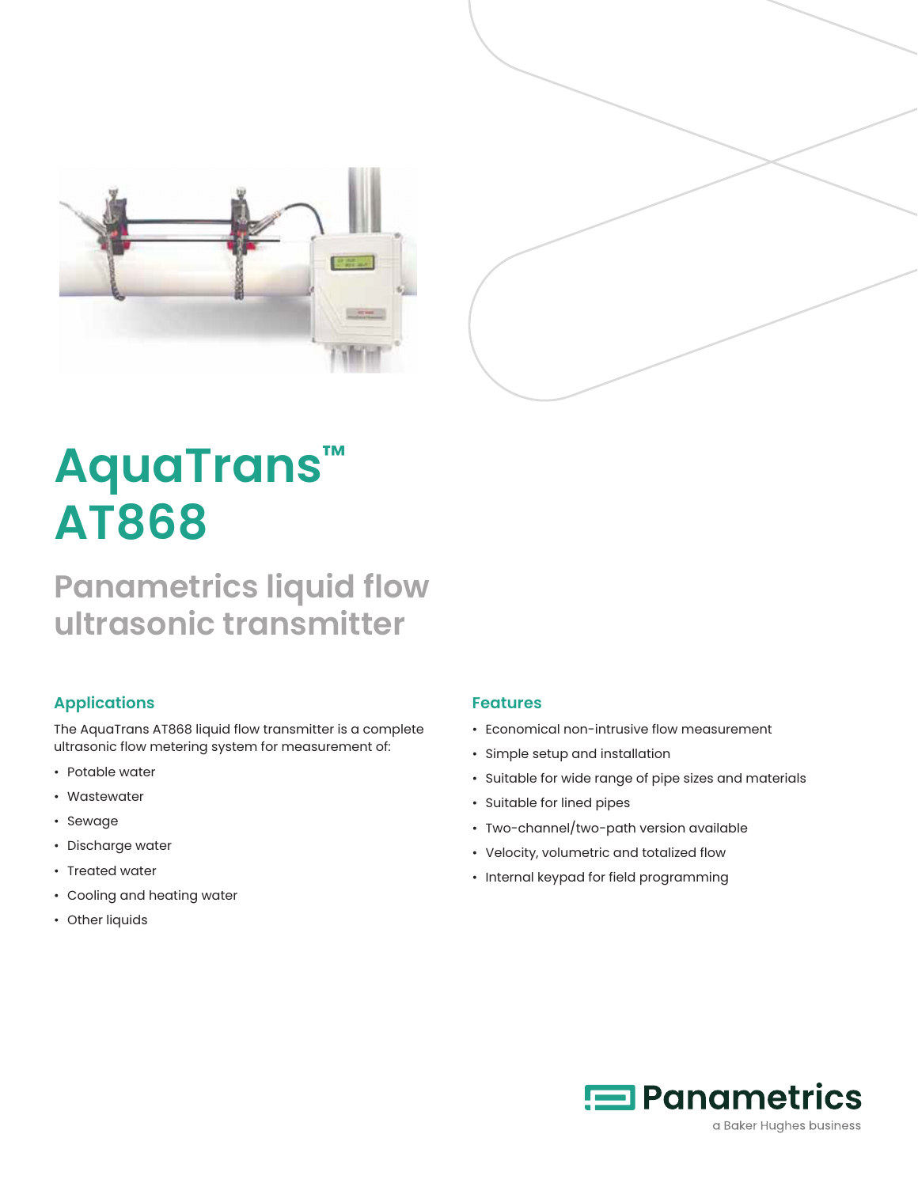# AquaTrans™ AT868

## Panametrics liquid flow ultrasonic transmitter

### Applications

The AquaTrans AT868 liquid flow transmitter is a complete ultrasonic flow metering system for measurement of:

- Potable water
- Wastewater
- Sewage
- Discharge water
- Treated water
- Cooling and heating water
- Other liquids

### Features

- Economical non-intrusive flow measurement
- Simple setup and installation
- Suitable for wide range of pipe sizes and materials
- Suitable for lined pipes
- Two-channel/two-path version available
- Velocity, volumetric and totalized flow
- Internal keypad for field programming

Panametrics
a Baker Hughes business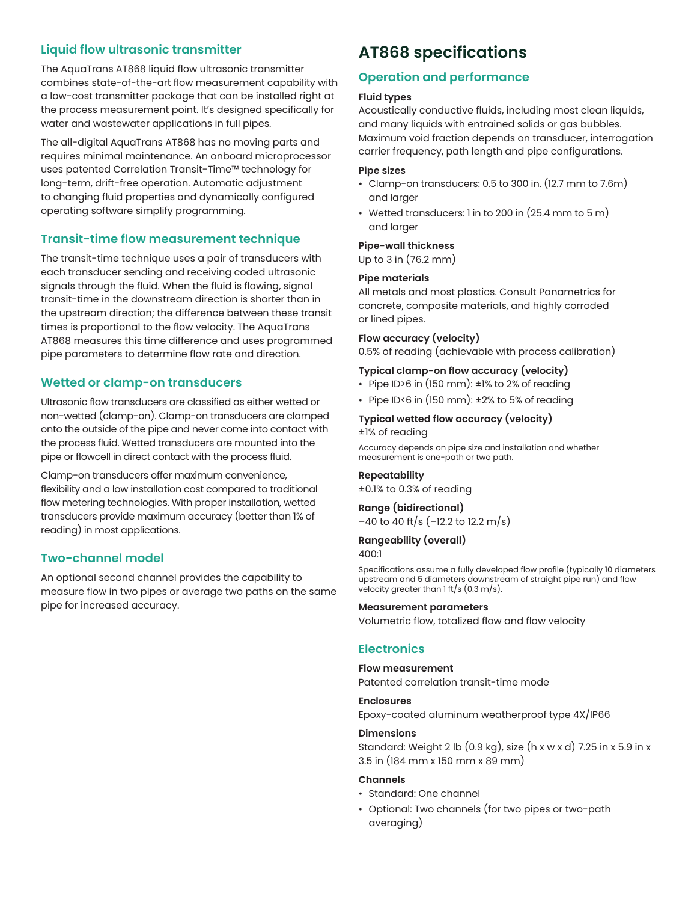## Liquid flow ultrasonic transmitter

The AquaTrans AT868 liquid flow ultrasonic transmitter combines state-of-the-art flow measurement capability with a low-cost transmitter package that can be installed right at the process measurement point. It's designed specifically for water and wastewater applications in full pipes.

The all-digital AquaTrans AT868 has no moving parts and requires minimal maintenance. An onboard microprocessor uses patented Correlation Transit-Time™ technology for long-term, drift-free operation. Automatic adjustment to changing fluid properties and dynamically configured operating software simplify programming.

## Transit-time flow measurement technique

The transit-time technique uses a pair of transducers with each transducer sending and receiving coded ultrasonic signals through the fluid. When the fluid is flowing, signal transit-time in the downstream direction is shorter than in the upstream direction; the difference between these transit times is proportional to the flow velocity. The AquaTrans AT868 measures this time difference and uses programmed pipe parameters to determine flow rate and direction.

## Wetted or clamp-on transducers

Ultrasonic flow transducers are classified as either wetted or non-wetted (clamp-on). Clamp-on transducers are clamped onto the outside of the pipe and never come into contact with the process fluid. Wetted transducers are mounted into the pipe or flowcell in direct contact with the process fluid.

Clamp-on transducers offer maximum convenience, flexibility and a low installation cost compared to traditional flow metering technologies. With proper installation, wetted transducers provide maximum accuracy (better than 1% of reading) in most applications.

## Two-channel model

An optional second channel provides the capability to measure flow in two pipes or average two paths on the same pipe for increased accuracy.

# AT868 specifications

## Operation and performance

**Fluid types**

Acoustically conductive fluids, including most clean liquids, and many liquids with entrained solids or gas bubbles. Maximum void fraction depends on transducer, interrogation carrier frequency, path length and pipe configurations.

**Pipe sizes**

- Clamp-on transducers: 0.5 to 300 in. (12.7 mm to 7.6m) and larger
- Wetted transducers: 1 in to 200 in (25.4 mm to 5 m) and larger

**Pipe-wall thickness**

Up to 3 in (76.2 mm)

**Pipe materials**

All metals and most plastics. Consult Panametrics for concrete, composite materials, and highly corroded or lined pipes.

**Flow accuracy (velocity)**

0.5% of reading (achievable with process calibration)

**Typical clamp-on flow accuracy (velocity)**

- Pipe ID>6 in (150 mm): ±1% to 2% of reading
- Pipe ID<6 in (150 mm): ±2% to 5% of reading

**Typical wetted flow accuracy (velocity)**

±1% of reading

Accuracy depends on pipe size and installation and whether measurement is one-path or two path.

**Repeatability**

±0.1% to 0.3% of reading

**Range (bidirectional)**

–40 to 40 ft/s (–12.2 to 12.2 m/s)

**Rangeability (overall)**

400:1

Specifications assume a fully developed flow profile (typically 10 diameters upstream and 5 diameters downstream of straight pipe run) and flow velocity greater than 1 ft/s (0.3 m/s).

**Measurement parameters**

Volumetric flow, totalized flow and flow velocity

## Electronics

**Flow measurement**

Patented correlation transit-time mode

**Enclosures**

Epoxy-coated aluminum weatherproof type 4X/IP66

**Dimensions**

Standard: Weight 2 lb (0.9 kg), size (h x w x d) 7.25 in x 5.9 in x 3.5 in (184 mm x 150 mm x 89 mm)

**Channels**

- Standard: One channel
- Optional: Two channels (for two pipes or two-path averaging)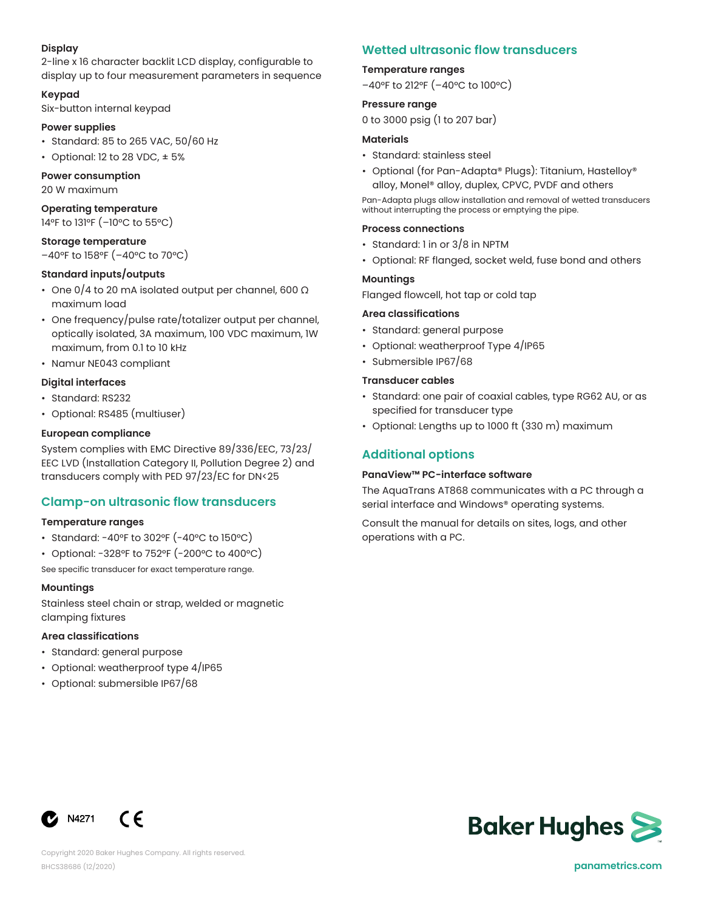**Display**

2-line x 16 character backlit LCD display, configurable to display up to four measurement parameters in sequence

**Keypad**

Six-button internal keypad

**Power supplies**

- Standard: 85 to 265 VAC, 50/60 Hz
- Optional: 12 to 28 VDC, ± 5%

**Power consumption**

20 W maximum

**Operating temperature**

14°F to 131°F (–10°C to 55°C)

**Storage temperature**

–40°F to 158°F (–40°C to 70°C)

**Standard inputs/outputs**

- One 0/4 to 20 mA isolated output per channel, 600 Ω maximum load
- One frequency/pulse rate/totalizer output per channel, optically isolated, 3A maximum, 100 VDC maximum, 1W maximum, from 0.1 to 10 kHz
- Namur NE043 compliant

**Digital interfaces**

- Standard: RS232
- Optional: RS485 (multiuser)

**European compliance**

System complies with EMC Directive 89/336/EEC, 73/23/EEC LVD (Installation Category II, Pollution Degree 2) and transducers comply with PED 97/23/EC for DN<25

## Clamp-on ultrasonic flow transducers

**Temperature ranges**

- Standard: -40°F to 302°F (-40°C to 150°C)
- Optional: -328°F to 752°F (-200°C to 400°C)

See specific transducer for exact temperature range.

**Mountings**

Stainless steel chain or strap, welded or magnetic clamping fixtures

**Area classifications**

- Standard: general purpose
- Optional: weatherproof type 4/IP65
- Optional: submersible IP67/68

## Wetted ultrasonic flow transducers

**Temperature ranges**

–40°F to 212°F (–40°C to 100°C)

**Pressure range**

0 to 3000 psig (1 to 207 bar)

**Materials**

- Standard: stainless steel
- Optional (for Pan-Adapta® Plugs): Titanium, Hastelloy® alloy, Monel® alloy, duplex, CPVC, PVDF and others

Pan-Adapta plugs allow installation and removal of wetted transducers without interrupting the process or emptying the pipe.

**Process connections**

- Standard: 1 in or 3/8 in NPTM
- Optional: RF flanged, socket weld, fuse bond and others

**Mountings**

Flanged flowcell, hot tap or cold tap

**Area classifications**

- Standard: general purpose
- Optional: weatherproof Type 4/IP65
- Submersible IP67/68

**Transducer cables**

- Standard: one pair of coaxial cables, type RG62 AU, or as specified for transducer type
- Optional: Lengths up to 1000 ft (330 m) maximum

## Additional options

**PanaView™ PC-interface software**

The AquaTrans AT868 communicates with a PC through a serial interface and Windows® operating systems.

Consult the manual for details on sites, logs, and other operations with a PC.

N4271

Copyright 2020 Baker Hughes Company. All rights reserved.

BHCS38686 (12/2020)

Baker Hughes

panametrics.com